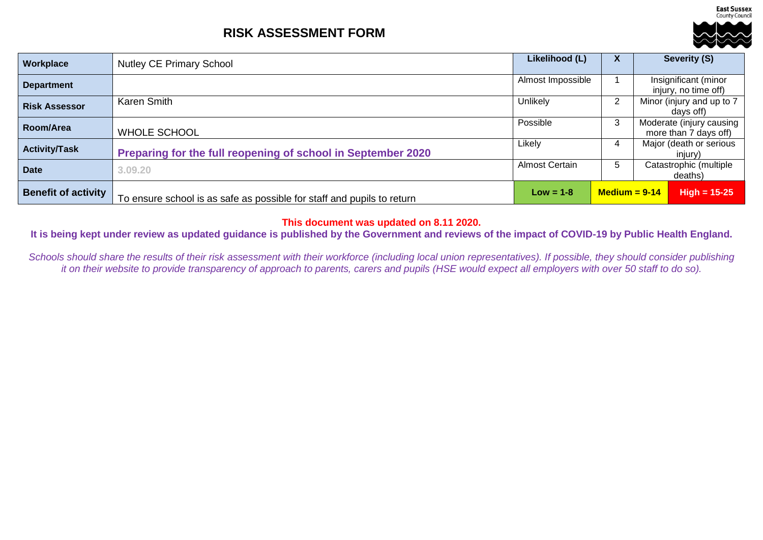# RISK ASSESSMENT FORM

East Sussex County Council

| | | | | |
|---|---|---|---|---|
| **Workplace** | Nutley CE Primary School | **Likelihood (L)** | **X** | **Severity (S)** |
| **Department** | | Almost Impossible | 1 | Insignificant (minor injury, no time off) |
| **Risk Assessor** | Karen Smith | Unlikely | 2 | Minor (injury and up to 7 days off) |
| **Room/Area** | WHOLE SCHOOL | Possible | 3 | Moderate (injury causing more than 7 days off) |
| **Activity/Task** | **Preparing for the full reopening of school in September 2020** | Likely | 4 | Major (death or serious injury) |
| **Date** | 3.09.20 | Almost Certain | 5 | Catastrophic (multiple deaths) |
| **Benefit of activity** | To ensure school is as safe as possible for staff and pupils to return | **Low = 1-8** | **Medium = 9-14** | **High = 15-25** |

**This document was updated on 8.11 2020.**

**It is being kept under review as updated guidance is published by the Government and reviews of the impact of COVID-19 by Public Health England.**

*Schools should share the results of their risk assessment with their workforce (including local union representatives). If possible, they should consider publishing it on their website to provide transparency of approach to parents, carers and pupils (HSE would expect all employers with over 50 staff to do so).*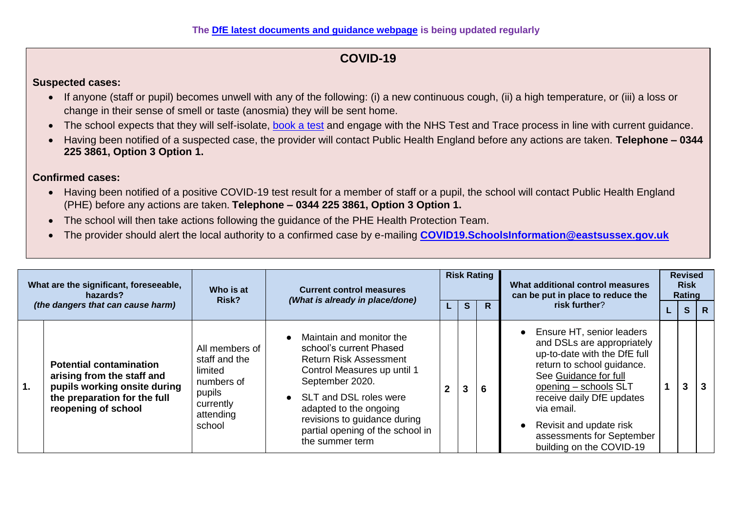The [DfE latest documents and guidance webpage](#) is being updated regularly

## COVID-19

**Suspected cases:**

- If anyone (staff or pupil) becomes unwell with any of the following: (i) a new continuous cough, (ii) a high temperature, or (iii) a loss or change in their sense of smell or taste (anosmia) they will be sent home.
- The school expects that they will self-isolate, book a test and engage with the NHS Test and Trace process in line with current guidance.
- Having been notified of a suspected case, the provider will contact Public Health England before any actions are taken. **Telephone – 0344 225 3861, Option 3 Option 1.**

**Confirmed cases:**

- Having been notified of a positive COVID-19 test result for a member of staff or a pupil, the school will contact Public Health England (PHE) before any actions are taken. **Telephone – 0344 225 3861, Option 3 Option 1.**
- The school will then take actions following the guidance of the PHE Health Protection Team.
- The provider should alert the local authority to a confirmed case by e-mailing **COVID19.SchoolsInformation@eastsussex.gov.uk**

| What are the significant, foreseeable, hazards? *(the dangers that can cause harm)* | | Who is at Risk? | Current control measures *(What is already in place/done)* | Risk Rating | | | What additional control measures can be put in place to reduce the risk further? | Revised Risk Rating | | |
|---|---|---|---|---|---|---|---|---|---|---|
| | | | | L | S | R | | L | S | R |
| 1. | **Potential contamination arising from the staff and pupils working onsite during the preparation for the full reopening of school** | All members of staff and the limited numbers of pupils currently attending school | • Maintain and monitor the school's current Phased Return Risk Assessment Control Measures up until 1 September 2020.<br>• SLT and DSL roles were adapted to the ongoing revisions to guidance during partial opening of the school in the summer term | 2 | 3 | 6 | • Ensure HT, senior leaders and DSLs are appropriately up-to-date with the DfE full return to school guidance. See Guidance for full opening – schools SLT receive daily DfE updates via email.<br>• Revisit and update risk assessments for September building on the COVID-19 | 1 | 3 | 3 |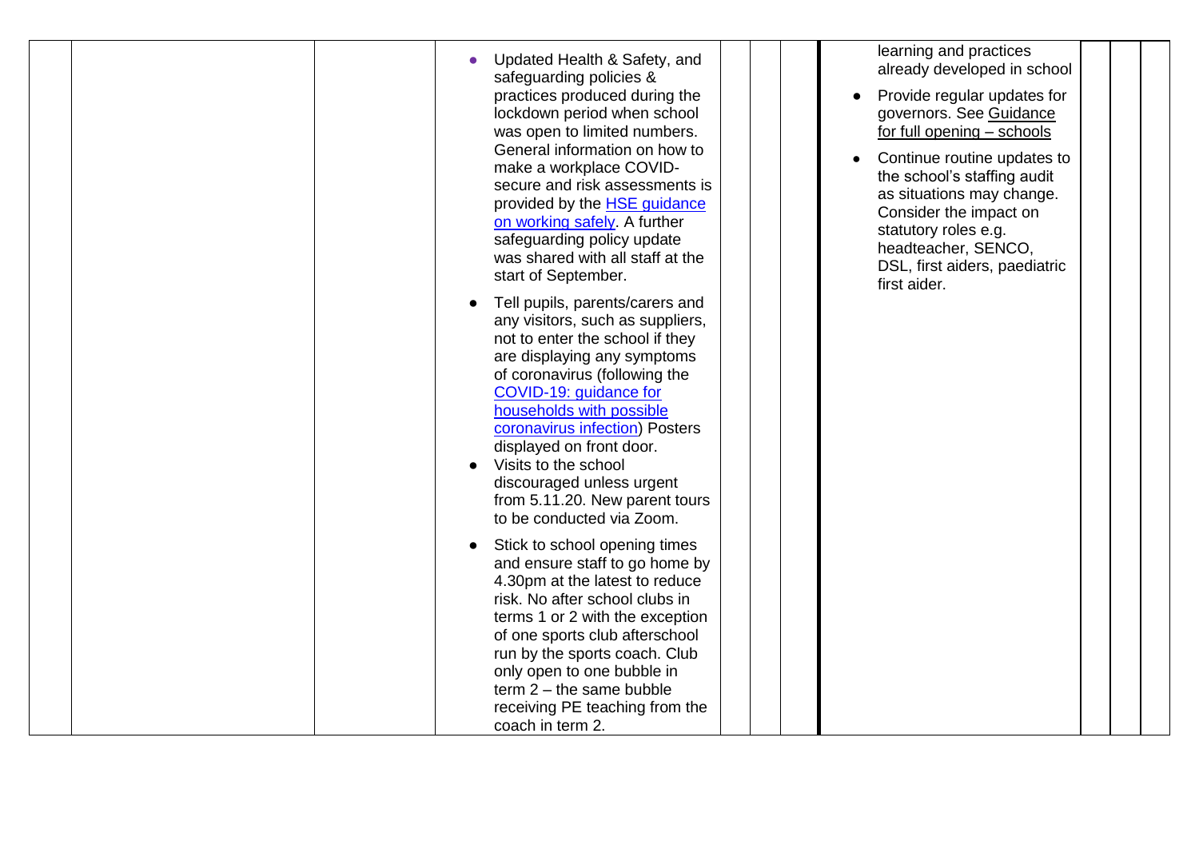| | | | | | | | | | | |
|---|---|---|---|---|---|---|---|---|---|---|
| | | | • Updated Health & Safety, and safeguarding policies & practices produced during the lockdown period when school was open to limited numbers. General information on how to make a workplace COVID-secure and risk assessments is provided by the HSE guidance on working safely. A further safeguarding policy update was shared with all staff at the start of September.<br><br>• Tell pupils, parents/carers and any visitors, such as suppliers, not to enter the school if they are displaying any symptoms of coronavirus (following the COVID-19: guidance for households with possible coronavirus infection) Posters displayed on front door.<br>• Visits to the school discouraged unless urgent from 5.11.20. New parent tours to be conducted via Zoom.<br><br>• Stick to school opening times and ensure staff to go home by 4.30pm at the latest to reduce risk. No after school clubs in terms 1 or 2 with the exception of one sports club afterschool run by the sports coach. Club only open to one bubble in term 2 – the same bubble receiving PE teaching from the coach in term 2. | | | | learning and practices already developed in school<br><br>• Provide regular updates for governors. See Guidance for full opening – schools<br><br>• Continue routine updates to the school's staffing audit as situations may change. Consider the impact on statutory roles e.g. headteacher, SENCO, DSL, first aiders, paediatric first aider. | | | |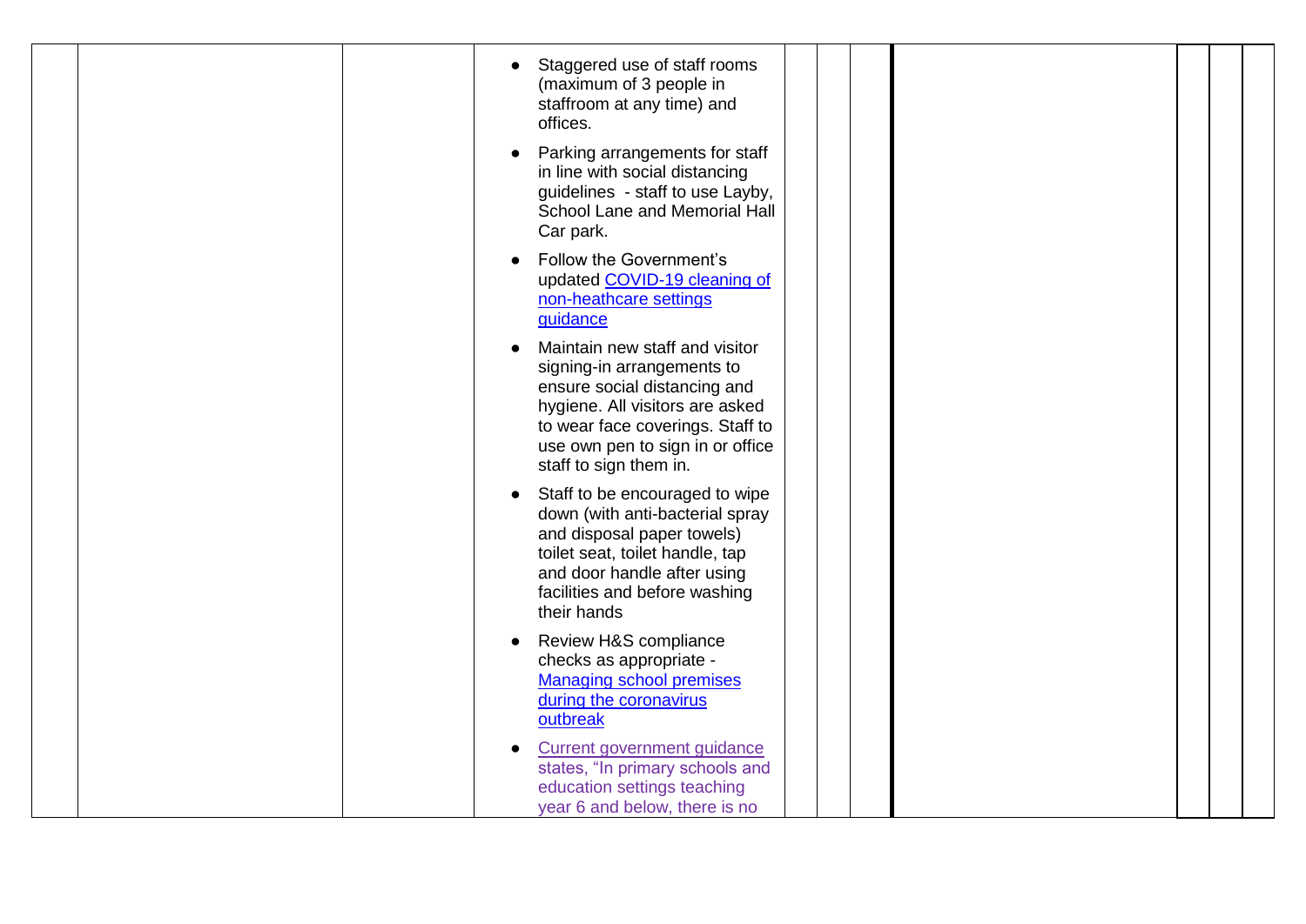| | | | | | | | | | | |
|---|---|---|---|---|---|---|---|---|---|---|
| | | | • Staggered use of staff rooms (maximum of 3 people in staffroom at any time) and offices.<br><br>• Parking arrangements for staff in line with social distancing guidelines - staff to use Layby, School Lane and Memorial Hall Car park.<br><br>• Follow the Government's updated COVID-19 cleaning of non-heathcare settings guidance<br><br>• Maintain new staff and visitor signing-in arrangements to ensure social distancing and hygiene. All visitors are asked to wear face coverings. Staff to use own pen to sign in or office staff to sign them in.<br><br>• Staff to be encouraged to wipe down (with anti-bacterial spray and disposal paper towels) toilet seat, toilet handle, tap and door handle after using facilities and before washing their hands<br><br>• Review H&S compliance checks as appropriate - Managing school premises during the coronavirus outbreak<br><br>• Current government guidance states, "In primary schools and education settings teaching year 6 and below, there is no | | | | | | | |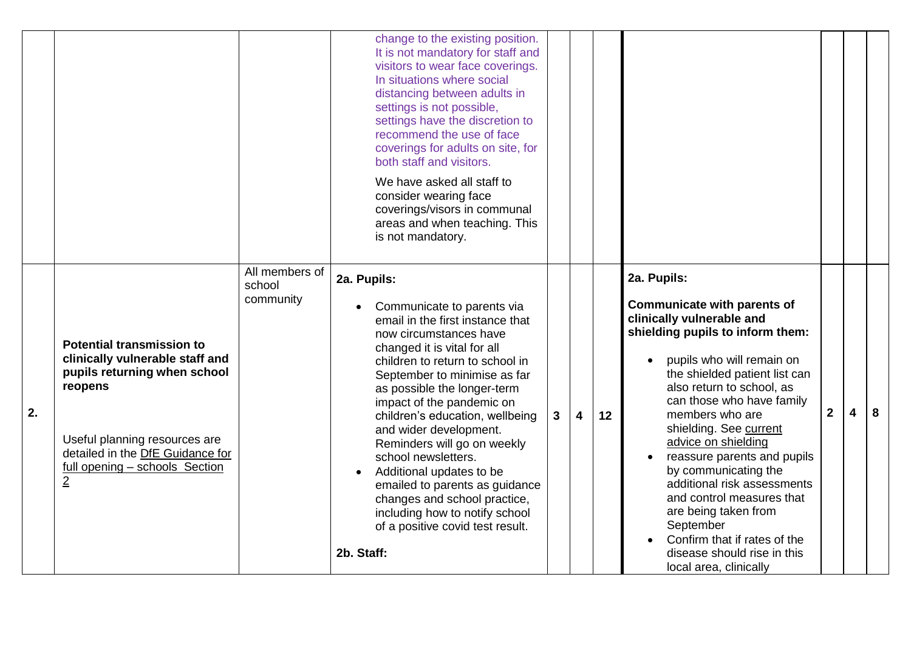| | | | | | | | | | | |
|---|---|---|---|---|---|---|---|---|---|---|
| | | | change to the existing position. It is not mandatory for staff and visitors to wear face coverings. In situations where social distancing between adults in settings is not possible, settings have the discretion to recommend the use of face coverings for adults on site, for both staff and visitors.<br><br>We have asked all staff to consider wearing face coverings/visors in communal areas and when teaching. This is not mandatory. | | | | | | | |
| 2. | **Potential transmission to clinically vulnerable staff and pupils returning when school reopens**<br><br>Useful planning resources are detailed in the DfE Guidance for full opening – schools Section 2 | All members of school community | **2a. Pupils:**<br><br>• Communicate to parents via email in the first instance that now circumstances have changed it is vital for all children to return to school in September to minimise as far as possible the longer-term impact of the pandemic on children's education, wellbeing and wider development. Reminders will go on weekly school newsletters.<br>• Additional updates to be emailed to parents as guidance changes and school practice, including how to notify school of a positive covid test result.<br><br>**2b. Staff:** | 3 | 4 | 12 | **2a. Pupils:**<br><br>**Communicate with parents of clinically vulnerable and shielding pupils to inform them:**<br><br>• pupils who will remain on the shielded patient list can also return to school, as can those who have family members who are shielding. See current advice on shielding<br>• reassure parents and pupils by communicating the additional risk assessments and control measures that are being taken from September<br>• Confirm that if rates of the disease should rise in this local area, clinically | 2 | 4 | 8 |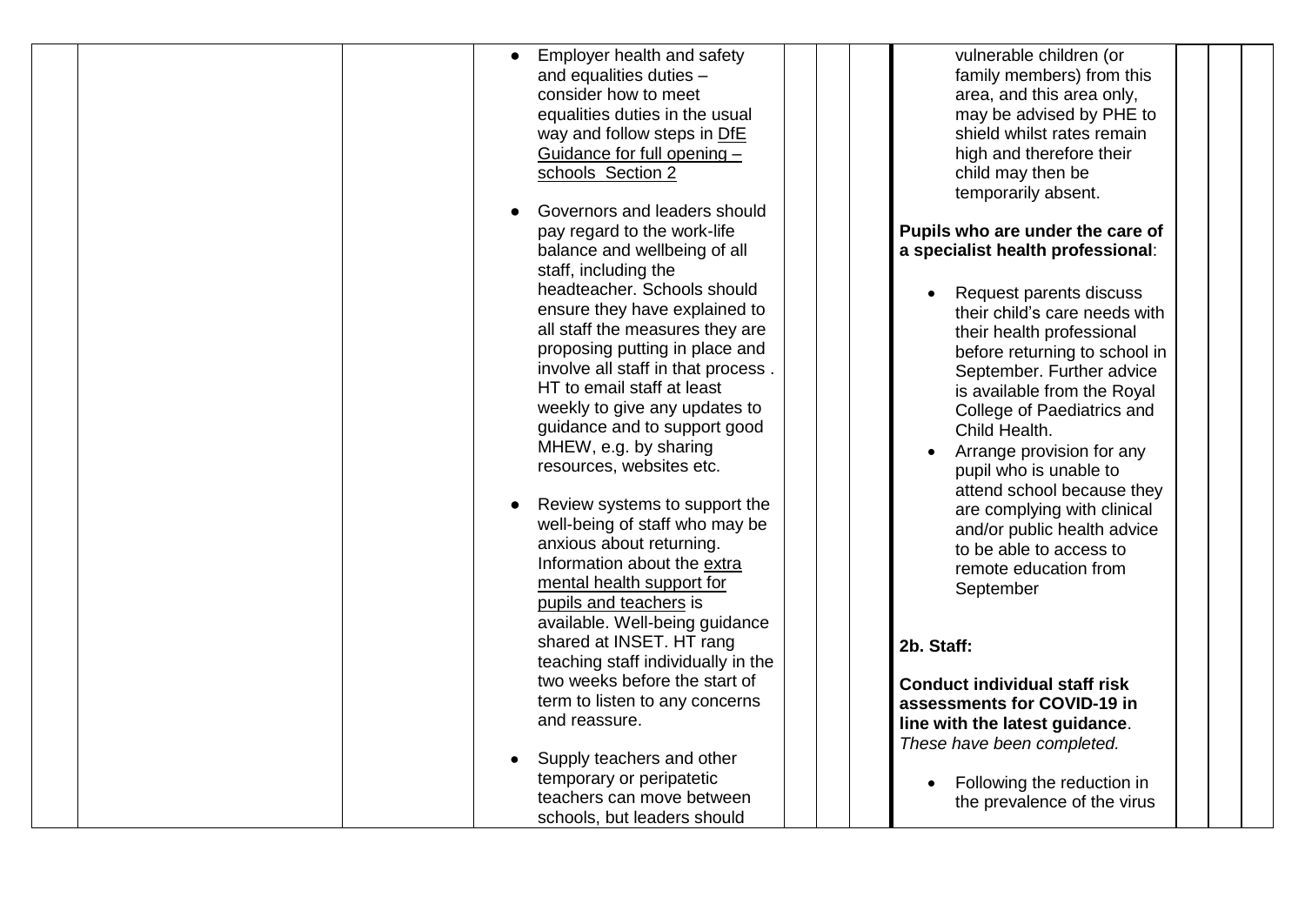| | | | | | | | | | | |
|---|---|---|---|---|---|---|---|---|---|---|
| | | | • Employer health and safety and equalities duties – consider how to meet equalities duties in the usual way and follow steps in DfE Guidance for full opening – schools Section 2<br><br>• Governors and leaders should pay regard to the work-life balance and wellbeing of all staff, including the headteacher. Schools should ensure they have explained to all staff the measures they are proposing putting in place and involve all staff in that process . HT to email staff at least weekly to give any updates to guidance and to support good MHEW, e.g. by sharing resources, websites etc.<br><br>• Review systems to support the well-being of staff who may be anxious about returning. Information about the extra mental health support for pupils and teachers is available. Well-being guidance shared at INSET. HT rang teaching staff individually in the two weeks before the start of term to listen to any concerns and reassure.<br><br>• Supply teachers and other temporary or peripatetic teachers can move between schools, but leaders should | | | | vulnerable children (or family members) from this area, and this area only, may be advised by PHE to shield whilst rates remain high and therefore their child may then be temporarily absent.<br><br>**Pupils who are under the care of a specialist health professional**:<br><br>• Request parents discuss their child's care needs with their health professional before returning to school in September. Further advice is available from the Royal College of Paediatrics and Child Health.<br>• Arrange provision for any pupil who is unable to attend school because they are complying with clinical and/or public health advice to be able to access to remote education from September<br><br>**2b. Staff:**<br><br>**Conduct individual staff risk assessments for COVID-19 in line with the latest guidance**. *These have been completed.*<br><br>• Following the reduction in the prevalence of the virus | | | |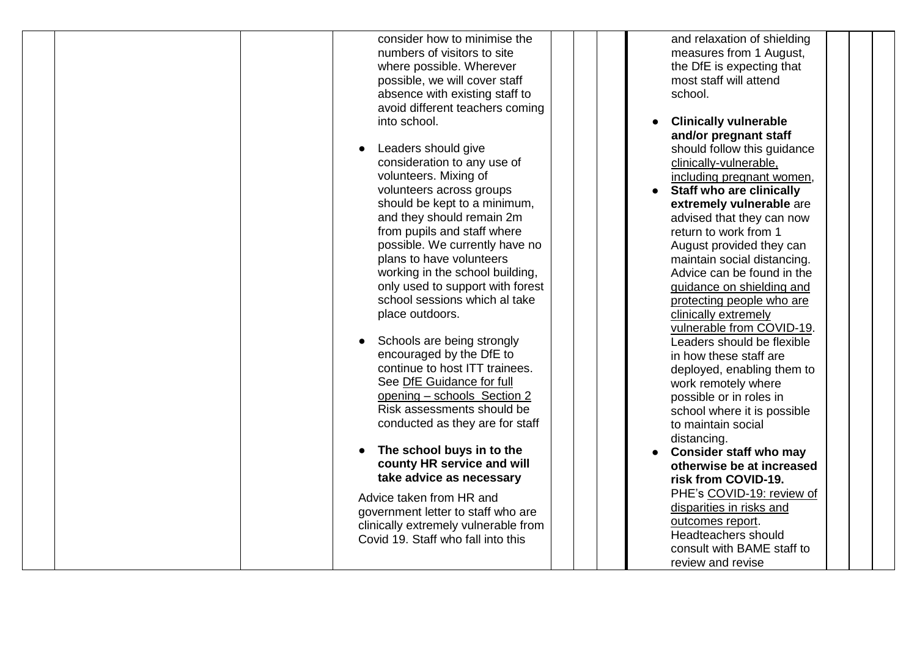| | | | | | | | | | | |
|---|---|---|---|---|---|---|---|---|---|---|
| | | | consider how to minimise the numbers of visitors to site where possible. Wherever possible, we will cover staff absence with existing staff to avoid different teachers coming into school.<br><br>● Leaders should give consideration to any use of volunteers. Mixing of volunteers across groups should be kept to a minimum, and they should remain 2m from pupils and staff where possible. We currently have no plans to have volunteers working in the school building, only used to support with forest school sessions which al take place outdoors.<br><br>● Schools are being strongly encouraged by the DfE to continue to host ITT trainees. See DfE Guidance for full opening – schools Section 2 Risk assessments should be conducted as they are for staff<br><br>● **The school buys in to the county HR service and will take advice as necessary**<br><br>Advice taken from HR and government letter to staff who are clinically extremely vulnerable from Covid 19. Staff who fall into this | | | | and relaxation of shielding measures from 1 August, the DfE is expecting that most staff will attend school.<br><br>● **Clinically vulnerable and/or pregnant staff** should follow this guidance clinically-vulnerable, including pregnant women,<br>● **Staff who are clinically extremely vulnerable** are advised that they can now return to work from 1 August provided they can maintain social distancing. Advice can be found in the guidance on shielding and protecting people who are clinically extremely vulnerable from COVID-19. Leaders should be flexible in how these staff are deployed, enabling them to work remotely where possible or in roles in school where it is possible to maintain social distancing.<br>● **Consider staff who may otherwise be at increased risk from COVID-19.** PHE's COVID-19: review of disparities in risks and outcomes report. Headteachers should consult with BAME staff to review and revise | | | |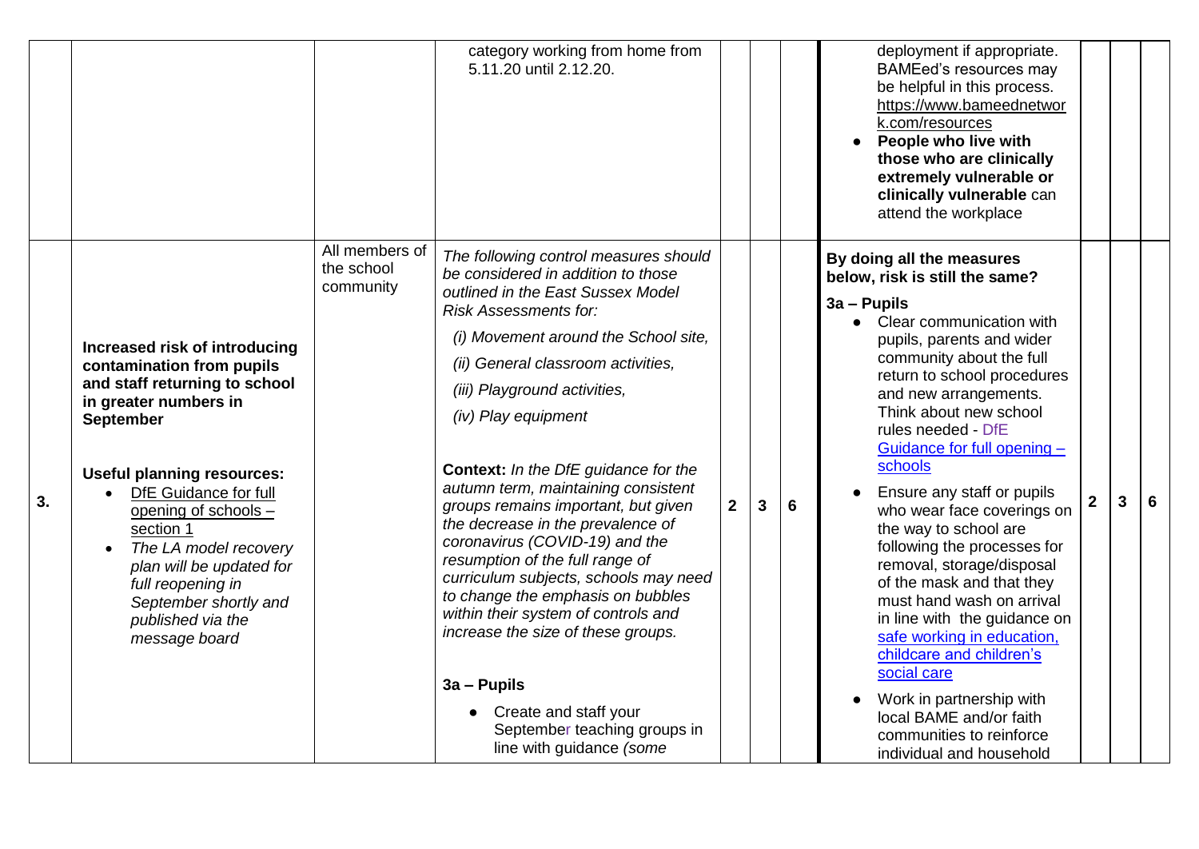| | | | | | | | | | | |
|---|---|---|---|---|---|---|---|---|---|---|
| | | | category working from home from 5.11.20 until 2.12.20. | | | | deployment if appropriate. BAMEed's resources may be helpful in this process. https://www.bameednetwork.com/resources<br>• **People who live with those who are clinically extremely vulnerable or clinically vulnerable** can attend the workplace | | | |
| 3. | **Increased risk of introducing contamination from pupils and staff returning to school in greater numbers in September**<br><br>**Useful planning resources:**<br>• DfE Guidance for full opening of schools – section 1<br>• *The LA model recovery plan will be updated for full reopening in September shortly and published via the message board* | All members of the school community | *The following control measures should be considered in addition to those outlined in the East Sussex Model Risk Assessments for:*<br>*(i) Movement around the School site,*<br>*(ii) General classroom activities,*<br>*(iii) Playground activities,*<br>*(iv) Play equipment*<br><br>**Context:** *In the DfE guidance for the autumn term, maintaining consistent groups remains important, but given the decrease in the prevalence of coronavirus (COVID-19) and the resumption of the full range of curriculum subjects, schools may need to change the emphasis on bubbles within their system of controls and increase the size of these groups.*<br><br>**3a – Pupils**<br>• Create and staff your September teaching groups in line with guidance *(some* | **2** | **3** | **6** | **By doing all the measures below, risk is still the same?**<br>**3a – Pupils**<br>• Clear communication with pupils, parents and wider community about the full return to school procedures and new arrangements. Think about new school rules needed - DfE Guidance for full opening – schools<br>• Ensure any staff or pupils who wear face coverings on the way to school are following the processes for removal, storage/disposal of the mask and that they must hand wash on arrival in line with the guidance on safe working in education, childcare and children's social care<br>• Work in partnership with local BAME and/or faith communities to reinforce individual and household | **2** | **3** | **6** |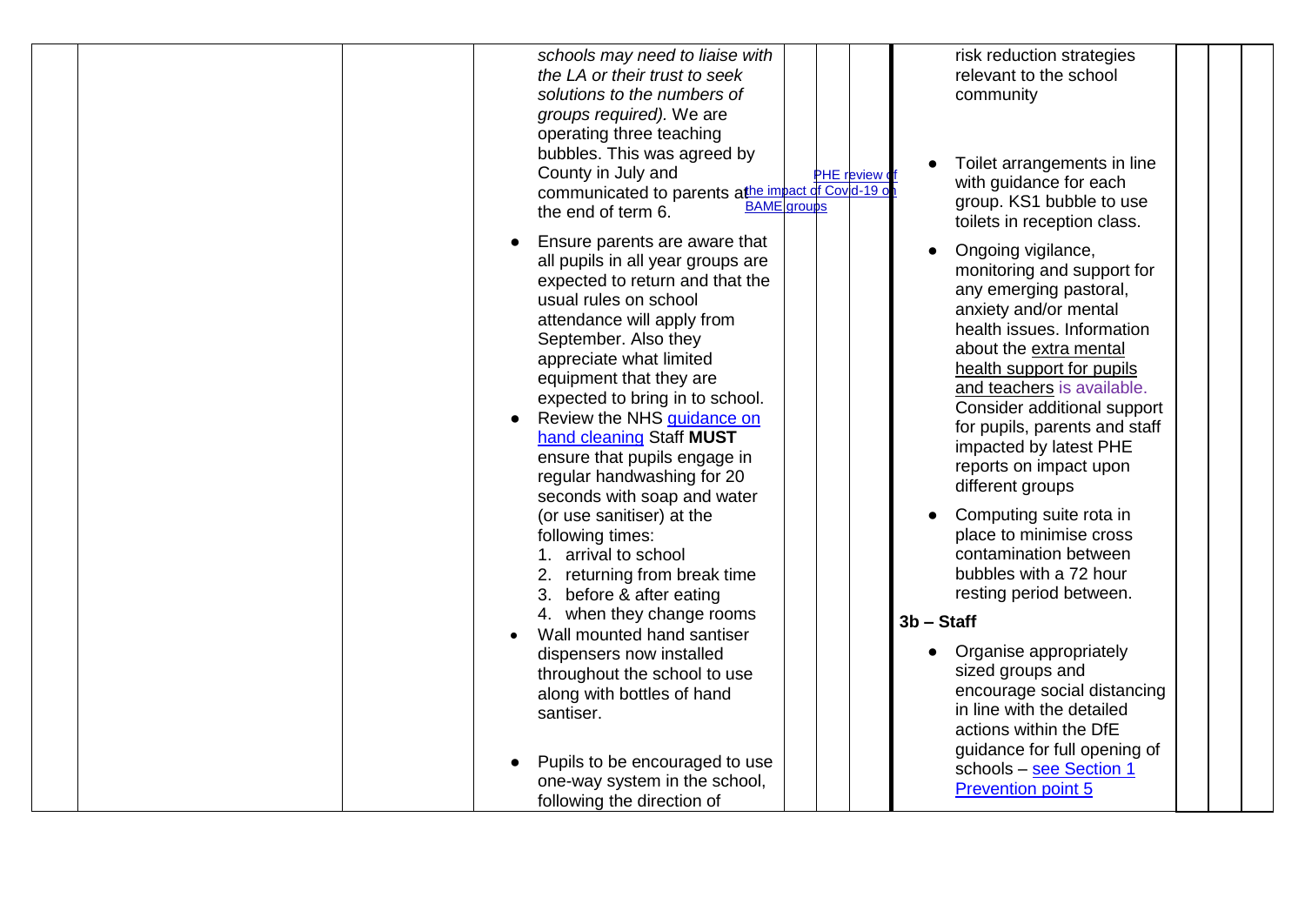| | | | | | | | | | | |
|---|---|---|---|---|---|---|---|---|---|---|
| | | | *schools may need to liaise with the LA or their trust to seek solutions to the numbers of groups required).* We are operating three teaching bubbles. This was agreed by County in July and communicated to parents at the end of term 6.<br>● Ensure parents are aware that all pupils in all year groups are expected to return and that the usual rules on school attendance will apply from September. Also they appreciate what limited equipment that they are expected to bring in to school.<br>● Review the NHS guidance on hand cleaning Staff **MUST** ensure that pupils engage in regular handwashing for 20 seconds with soap and water (or use sanitiser) at the following times:<br>1. arrival to school<br>2. returning from break time<br>3. before & after eating<br>4. when they change rooms<br>● Wall mounted hand santiser dispensers now installed throughout the school to use along with bottles of hand santiser.<br>● Pupils to be encouraged to use one-way system in the school, following the direction of | PHE review of the impact of Covid-19 on BAME groups | | | risk reduction strategies relevant to the school community<br>● Toilet arrangements in line with guidance for each group. KS1 bubble to use toilets in reception class.<br>● Ongoing vigilance, monitoring and support for any emerging pastoral, anxiety and/or mental health issues. Information about the extra mental health support for pupils and teachers is available. Consider additional support for pupils, parents and staff impacted by latest PHE reports on impact upon different groups<br>● Computing suite rota in place to minimise cross contamination between bubbles with a 72 hour resting period between.<br>**3b – Staff**<br>● Organise appropriately sized groups and encourage social distancing in line with the detailed actions within the DfE guidance for full opening of schools – see Section 1 Prevention point 5 | | | |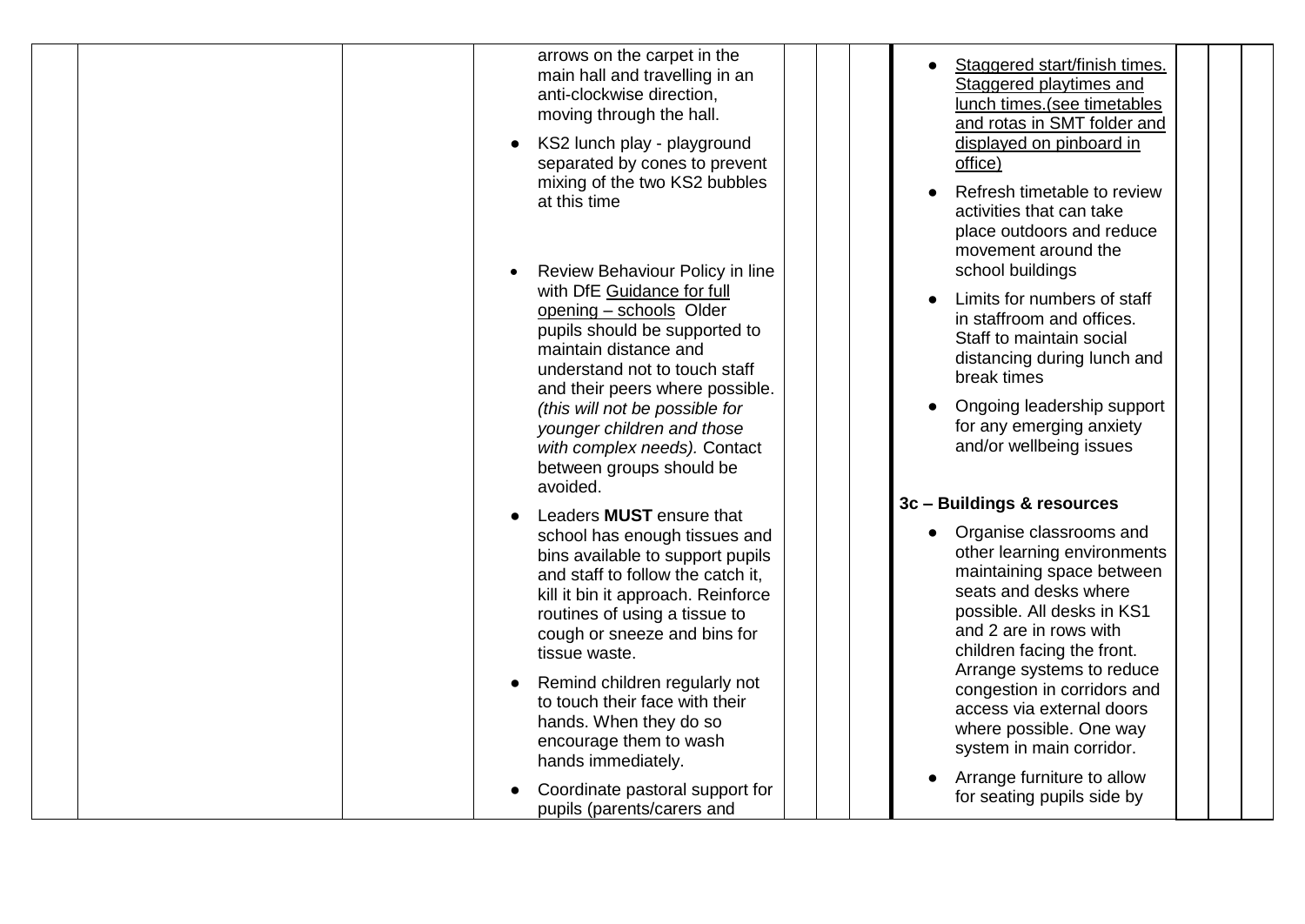| | | | | | | | | | | |
|---|---|---|---|---|---|---|---|---|---|---|
| | | | arrows on the carpet in the main hall and travelling in an anti-clockwise direction, moving through the hall.<br><br>● KS2 lunch play - playground separated by cones to prevent mixing of the two KS2 bubbles at this time<br><br>● Review Behaviour Policy in line with DfE Guidance for full opening – schools Older pupils should be supported to maintain distance and understand not to touch staff and their peers where possible. *(this will not be possible for younger children and those with complex needs).* Contact between groups should be avoided.<br><br>● Leaders **MUST** ensure that school has enough tissues and bins available to support pupils and staff to follow the catch it, kill it bin it approach. Reinforce routines of using a tissue to cough or sneeze and bins for tissue waste.<br><br>● Remind children regularly not to touch their face with their hands. When they do so encourage them to wash hands immediately.<br><br>● Coordinate pastoral support for pupils (parents/carers and | | | | ● Staggered start/finish times. Staggered playtimes and lunch times.(see timetables and rotas in SMT folder and displayed on pinboard in office)<br><br>● Refresh timetable to review activities that can take place outdoors and reduce movement around the school buildings<br><br>● Limits for numbers of staff in staffroom and offices. Staff to maintain social distancing during lunch and break times<br><br>● Ongoing leadership support for any emerging anxiety and/or wellbeing issues<br><br>**3c – Buildings & resources**<br><br>● Organise classrooms and other learning environments maintaining space between seats and desks where possible. All desks in KS1 and 2 are in rows with children facing the front. Arrange systems to reduce congestion in corridors and access via external doors where possible. One way system in main corridor.<br><br>● Arrange furniture to allow for seating pupils side by | | | |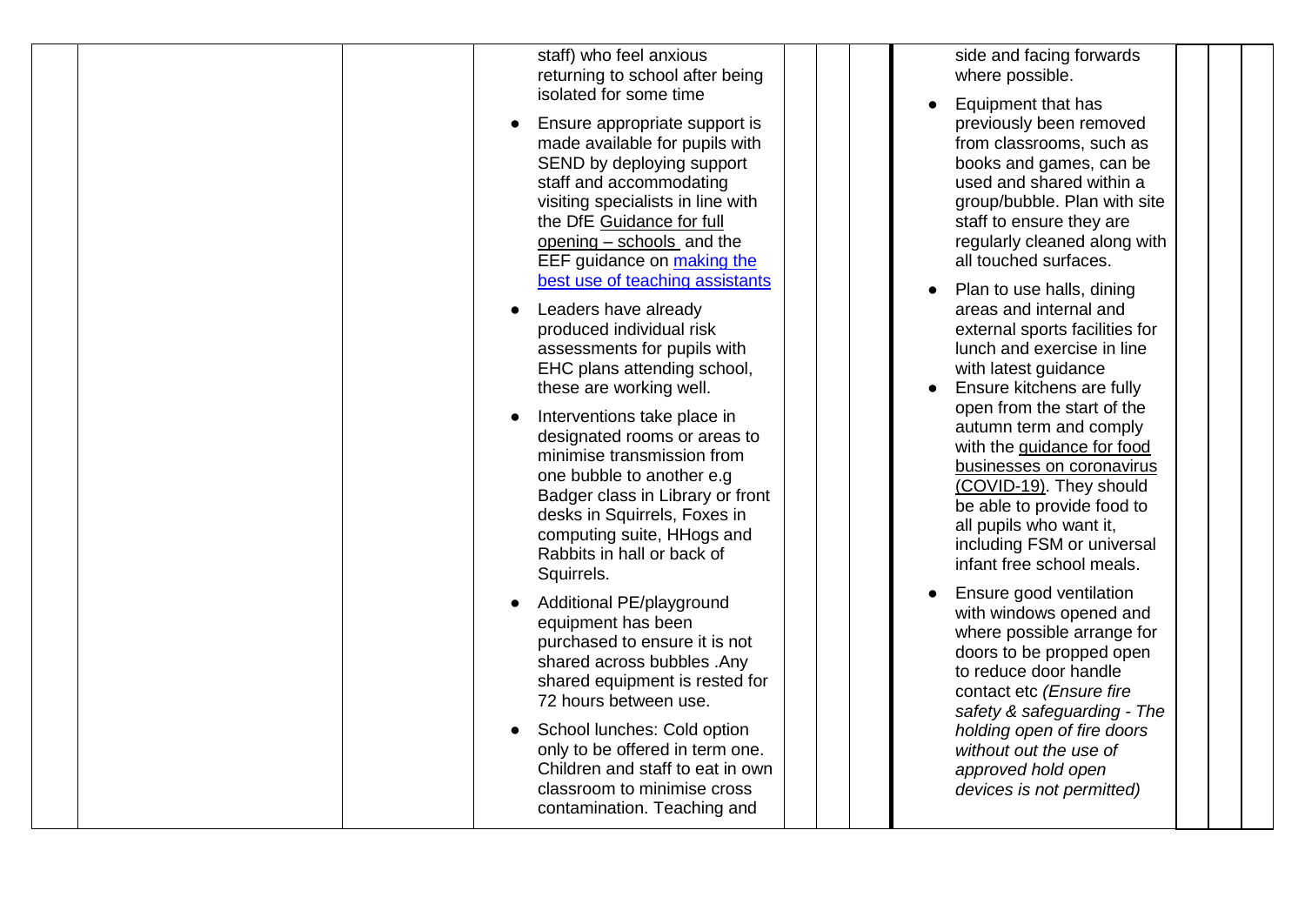| | | | | | | | | | |
|---|---|---|---|---|---|---|---|---|---|
| | | staff) who feel anxious returning to school after being isolated for some time<br><br>● Ensure appropriate support is made available for pupils with SEND by deploying support staff and accommodating visiting specialists in line with the DfE Guidance for full opening – schools and the EEF guidance on making the best use of teaching assistants<br><br>● Leaders have already produced individual risk assessments for pupils with EHC plans attending school, these are working well.<br><br>● Interventions take place in designated rooms or areas to minimise transmission from one bubble to another e.g Badger class in Library or front desks in Squirrels, Foxes in computing suite, HHogs and Rabbits in hall or back of Squirrels.<br><br>● Additional PE/playground equipment has been purchased to ensure it is not shared across bubbles .Any shared equipment is rested for 72 hours between use.<br><br>● School lunches: Cold option only to be offered in term one. Children and staff to eat in own classroom to minimise cross contamination. Teaching and | | | | side and facing forwards where possible.<br><br>● Equipment that has previously been removed from classrooms, such as books and games, can be used and shared within a group/bubble. Plan with site staff to ensure they are regularly cleaned along with all touched surfaces.<br><br>● Plan to use halls, dining areas and internal and external sports facilities for lunch and exercise in line with latest guidance<br>● Ensure kitchens are fully open from the start of the autumn term and comply with the guidance for food businesses on coronavirus (COVID-19). They should be able to provide food to all pupils who want it, including FSM or universal infant free school meals.<br><br>● Ensure good ventilation with windows opened and where possible arrange for doors to be propped open to reduce door handle contact etc *(Ensure fire safety & safeguarding - The holding open of fire doors without out the use of approved hold open devices is not permitted)* | | | |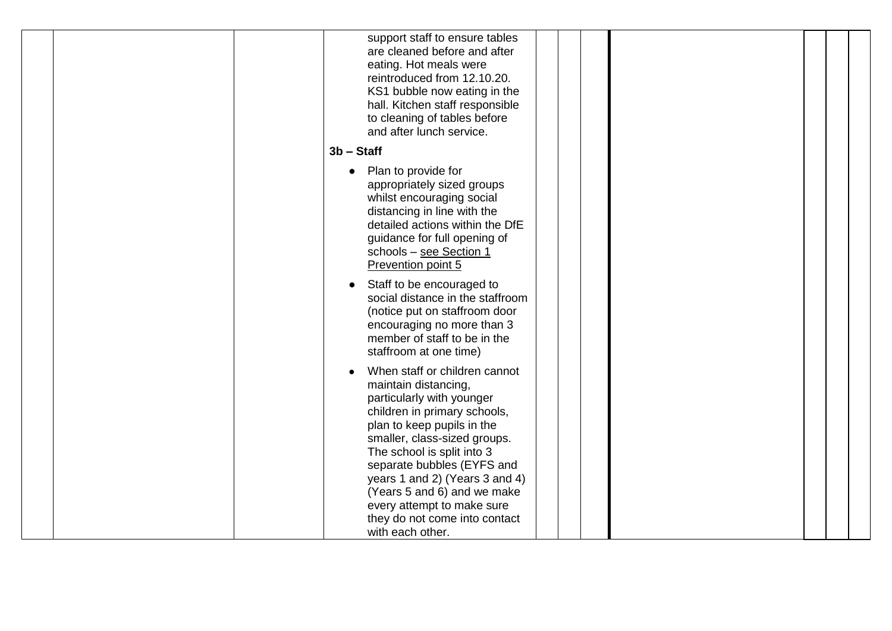| | | | | | | | | | | |
|---|---|---|---|---|---|---|---|---|---|---|
| | | | support staff to ensure tables are cleaned before and after eating. Hot meals were reintroduced from 12.10.20. KS1 bubble now eating in the hall. Kitchen staff responsible to cleaning of tables before and after lunch service.<br><br>**3b – Staff**<br><br>• Plan to provide for appropriately sized groups whilst encouraging social distancing in line with the detailed actions within the DfE guidance for full opening of schools – see Section 1 Prevention point 5<br><br>• Staff to be encouraged to social distance in the staffroom (notice put on staffroom door encouraging no more than 3 member of staff to be in the staffroom at one time)<br><br>• When staff or children cannot maintain distancing, particularly with younger children in primary schools, plan to keep pupils in the smaller, class-sized groups. The school is split into 3 separate bubbles (EYFS and years 1 and 2) (Years 3 and 4) (Years 5 and 6) and we make every attempt to make sure they do not come into contact with each other. | | | | | | | |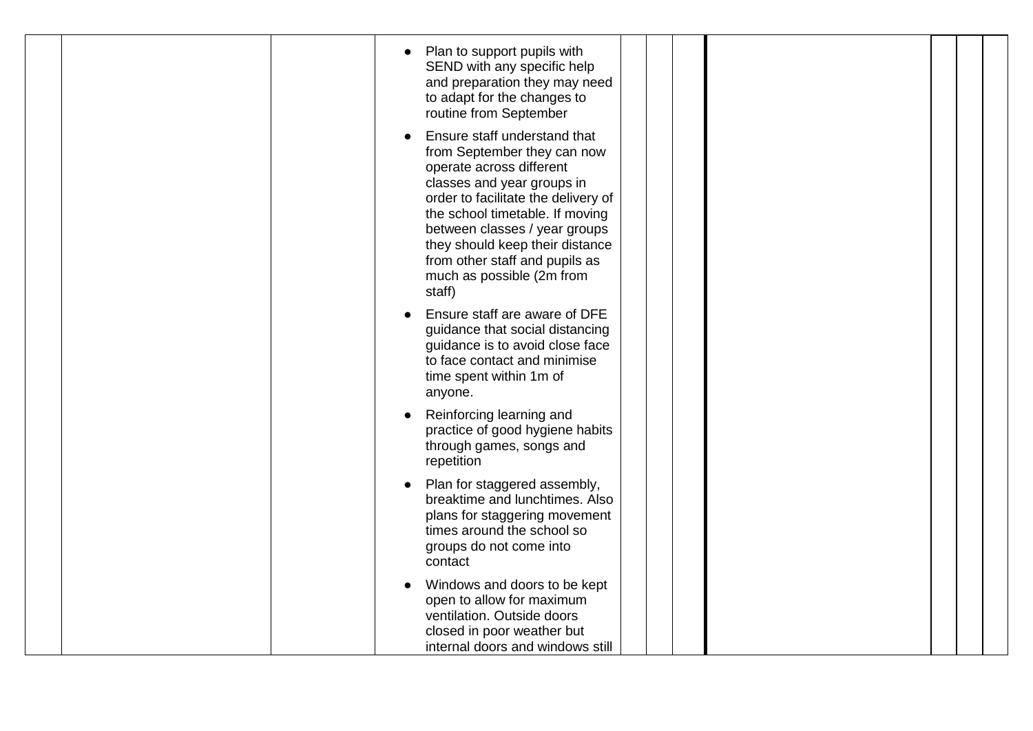| | | | | | | | | | | |
|---|---|---|---|---|---|---|---|---|---|---|
| | | | <ul><li>Plan to support pupils with SEND with any specific help and preparation they may need to adapt for the changes to routine from September</li><li>Ensure staff understand that from September they can now operate across different classes and year groups in order to facilitate the delivery of the school timetable. If moving between classes / year groups they should keep their distance from other staff and pupils as much as possible (2m from staff)</li><li>Ensure staff are aware of DFE guidance that social distancing guidance is to avoid close face to face contact and minimise time spent within 1m of anyone.</li><li>Reinforcing learning and practice of good hygiene habits through games, songs and repetition</li><li>Plan for staggered assembly, breaktime and lunchtimes. Also plans for staggering movement times around the school so groups do not come into contact</li><li>Windows and doors to be kept open to allow for maximum ventilation. Outside doors closed in poor weather but internal doors and windows still</li></ul> | | | | | | | |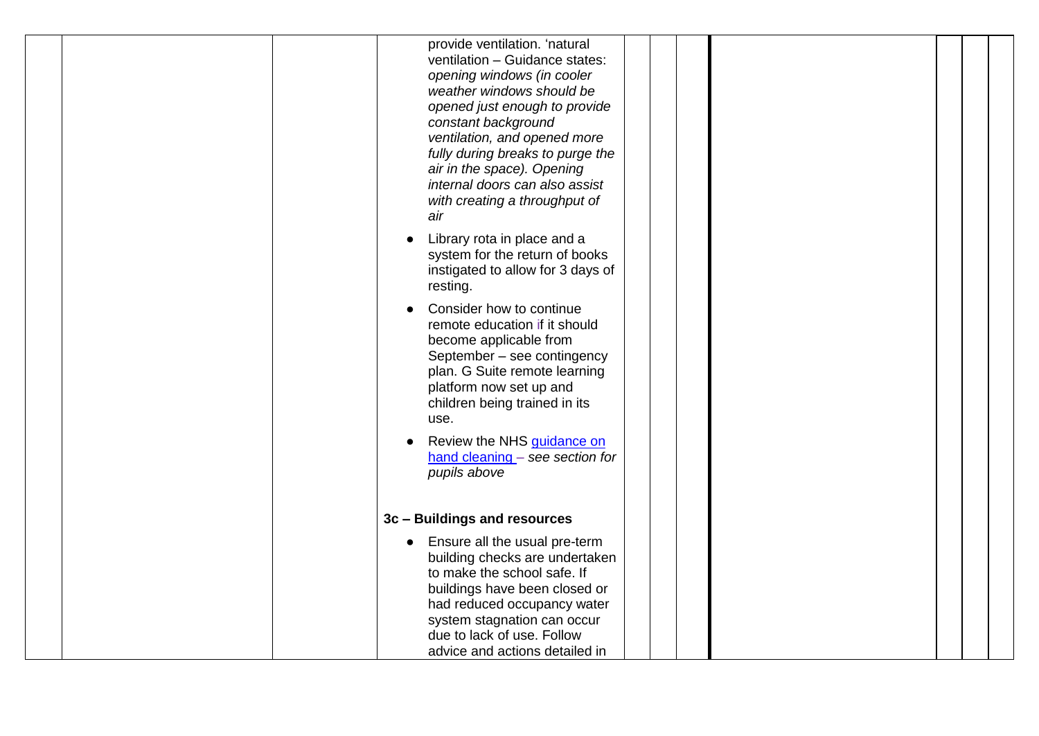| | | | | | | | | | | |
|---|---|---|---|---|---|---|---|---|---|---|
| | | | provide ventilation. 'natural ventilation – Guidance states: *opening windows (in cooler weather windows should be opened just enough to provide constant background ventilation, and opened more fully during breaks to purge the air in the space). Opening internal doors can also assist with creating a throughput of air*<br><br>• Library rota in place and a system for the return of books instigated to allow for 3 days of resting.<br><br>• Consider how to continue remote education if it should become applicable from September – see contingency plan. G Suite remote learning platform now set up and children being trained in its use.<br><br>• Review the NHS [guidance on hand cleaning](#) – *see section for pupils above*<br><br>**3c – Buildings and resources**<br><br>• Ensure all the usual pre-term building checks are undertaken to make the school safe. If buildings have been closed or had reduced occupancy water system stagnation can occur due to lack of use. Follow advice and actions detailed in | | | | | | | |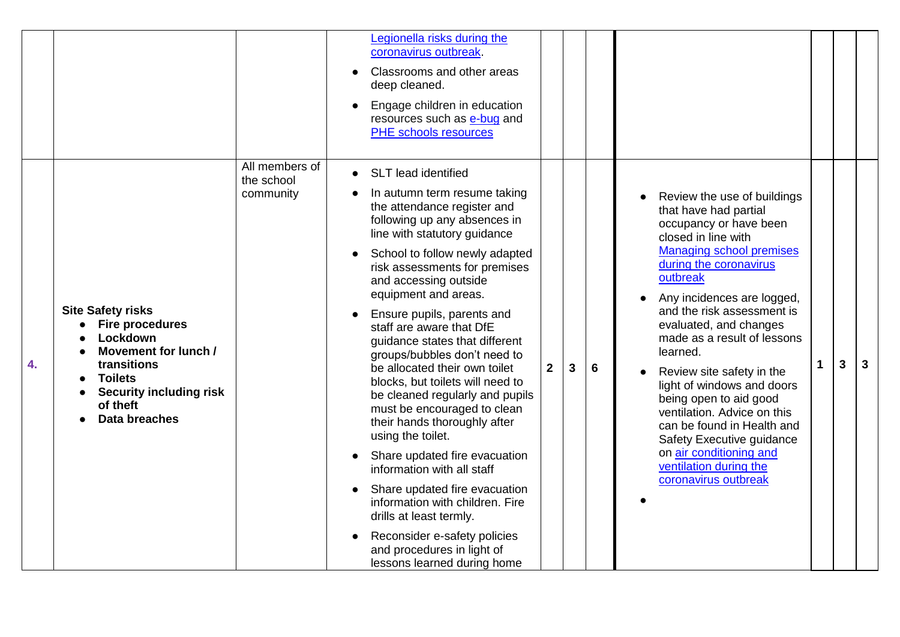| | | | | | | | | | | |
|---|---|---|---|---|---|---|---|---|---|---|
| | | | [Legionella risks during the coronavirus outbreak](). <br>• Classrooms and other areas deep cleaned.<br>• Engage children in education resources such as [e-bug]() and [PHE schools resources]() | | | | | | | |
| **4.** | **Site Safety risks**<br>• **Fire procedures**<br>• **Lockdown**<br>• **Movement for lunch / transitions**<br>• **Toilets**<br>• **Security including risk of theft**<br>• **Data breaches** | All members of the school community | • SLT lead identified<br>• In autumn term resume taking the attendance register and following up any absences in line with statutory guidance<br>• School to follow newly adapted risk assessments for premises and accessing outside equipment and areas.<br>• Ensure pupils, parents and staff are aware that DfE guidance states that different groups/bubbles don't need to be allocated their own toilet blocks, but toilets will need to be cleaned regularly and pupils must be encouraged to clean their hands thoroughly after using the toilet.<br>• Share updated fire evacuation information with all staff<br>• Share updated fire evacuation information with children. Fire drills at least termly.<br>• Reconsider e-safety policies and procedures in light of lessons learned during home | **2** | **3** | **6** | • Review the use of buildings that have had partial occupancy or have been closed in line with [Managing school premises during the coronavirus outbreak]()<br>• Any incidences are logged, and the risk assessment is evaluated, and changes made as a result of lessons learned.<br>• Review site safety in the light of windows and doors being open to aid good ventilation. Advice on this can be found in Health and Safety Executive guidance on [air conditioning and ventilation during the coronavirus outbreak]()<br>• | **1** | **3** | **3** |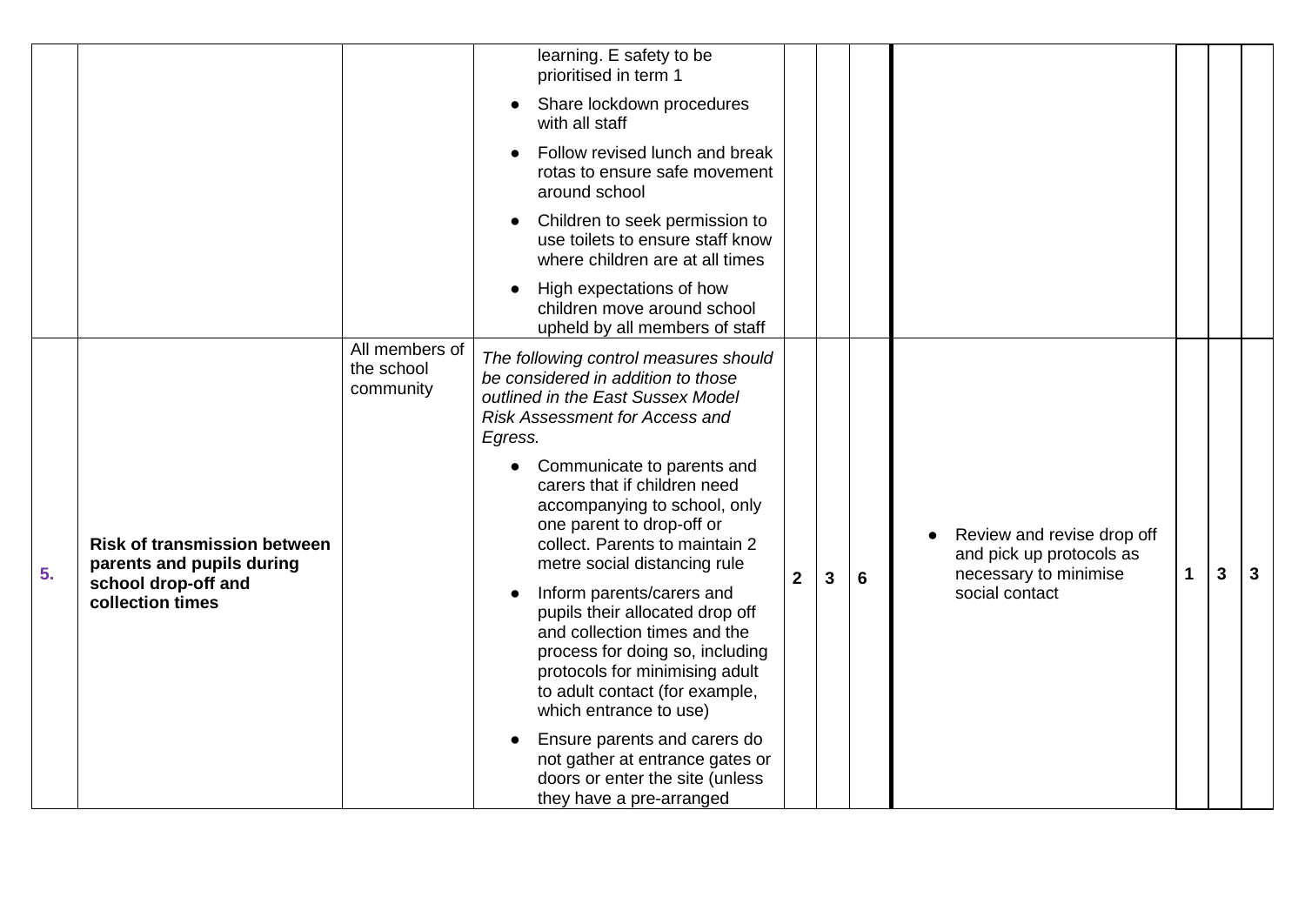| | | | | | | | | | | |
|---|---|---|---|---|---|---|---|---|---|---|
| | | | learning. E safety to be prioritised in term 1<br>• Share lockdown procedures with all staff<br>• Follow revised lunch and break rotas to ensure safe movement around school<br>• Children to seek permission to use toilets to ensure staff know where children are at all times<br>• High expectations of how children move around school upheld by all members of staff | | | | | | | |
| **5.** | **Risk of transmission between parents and pupils during school drop-off and collection times** | All members of the school community | *The following control measures should be considered in addition to those outlined in the East Sussex Model Risk Assessment for Access and Egress.*<br>• Communicate to parents and carers that if children need accompanying to school, only one parent to drop-off or collect. Parents to maintain 2 metre social distancing rule<br>• Inform parents/carers and pupils their allocated drop off and collection times and the process for doing so, including protocols for minimising adult to adult contact (for example, which entrance to use)<br>• Ensure parents and carers do not gather at entrance gates or doors or enter the site (unless they have a pre-arranged | **2** | **3** | **6** | • Review and revise drop off and pick up protocols as necessary to minimise social contact | **1** | **3** | **3** |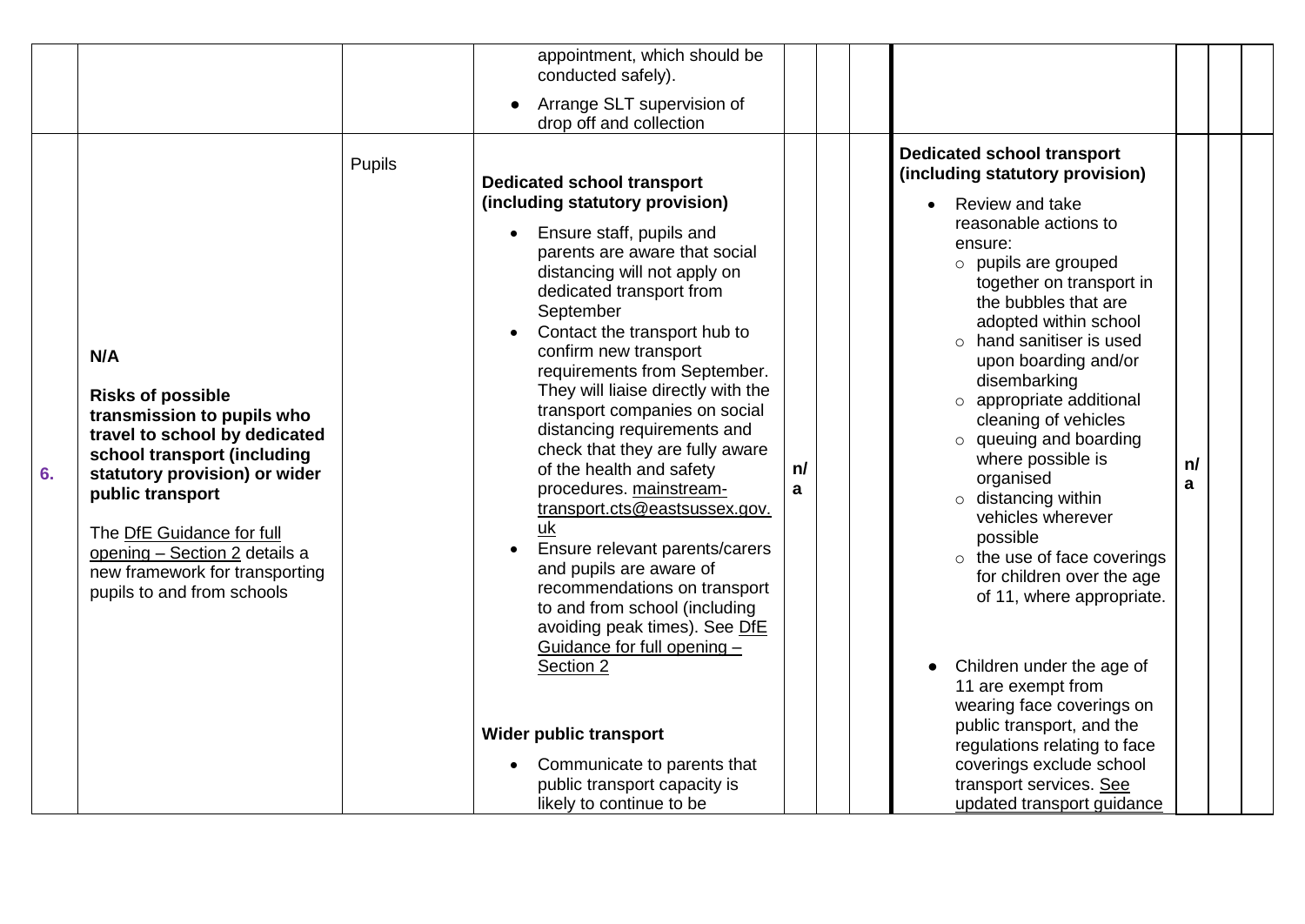| | | | | | | | | | | |
|---|---|---|---|---|---|---|---|---|---|---|
| | | | appointment, which should be conducted safely).<br>• Arrange SLT supervision of drop off and collection | | | | | | | |
| 6. | **N/A**<br><br>**Risks of possible transmission to pupils who travel to school by dedicated school transport (including statutory provision) or wider public transport**<br><br>The DfE Guidance for full opening – Section 2 details a new framework for transporting pupils to and from schools | Pupils | **Dedicated school transport (including statutory provision)**<br>• Ensure staff, pupils and parents are aware that social distancing will not apply on dedicated transport from September<br>• Contact the transport hub to confirm new transport requirements from September. They will liaise directly with the transport companies on social distancing requirements and check that they are fully aware of the health and safety procedures. mainstream-transport.cts@eastsussex.gov.uk<br>• Ensure relevant parents/carers and pupils are aware of recommendations on transport to and from school (including avoiding peak times). See DfE Guidance for full opening – Section 2<br><br>**Wider public transport**<br>• Communicate to parents that public transport capacity is likely to continue to be | n/a | | | **Dedicated school transport (including statutory provision)**<br>• Review and take reasonable actions to ensure:<br>○ pupils are grouped together on transport in the bubbles that are adopted within school<br>○ hand sanitiser is used upon boarding and/or disembarking<br>○ appropriate additional cleaning of vehicles<br>○ queuing and boarding where possible is organised<br>○ distancing within vehicles wherever possible<br>○ the use of face coverings for children over the age of 11, where appropriate.<br><br>• Children under the age of 11 are exempt from wearing face coverings on public transport, and the regulations relating to face coverings exclude school transport services. See updated transport guidance | n/a | | |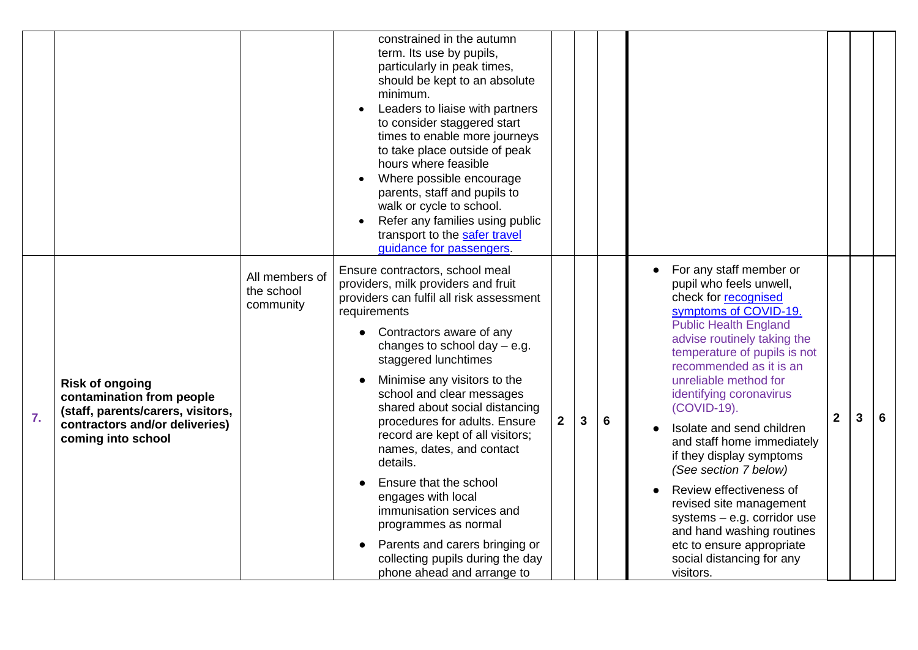| | | | | | | | | | | |
|---|---|---|---|---|---|---|---|---|---|---|
| | | | constrained in the autumn term. Its use by pupils, particularly in peak times, should be kept to an absolute minimum.<br>• Leaders to liaise with partners to consider staggered start times to enable more journeys to take place outside of peak hours where feasible<br>• Where possible encourage parents, staff and pupils to walk or cycle to school.<br>• Refer any families using public transport to the [safer travel guidance for passengers](). | | | | | | | |
| **7.** | **Risk of ongoing contamination from people (staff, parents/carers, visitors, contractors and/or deliveries) coming into school** | All members of the school community | Ensure contractors, school meal providers, milk providers and fruit providers can fulfil all risk assessment requirements<br>• Contractors aware of any changes to school day – e.g. staggered lunchtimes<br>• Minimise any visitors to the school and clear messages shared about social distancing procedures for adults. Ensure record are kept of all visitors; names, dates, and contact details.<br>• Ensure that the school engages with local immunisation services and programmes as normal<br>• Parents and carers bringing or collecting pupils during the day phone ahead and arrange to | **2** | **3** | **6** | • For any staff member or pupil who feels unwell, check for [recognised symptoms of COVID-19.]() Public Health England advise routinely taking the temperature of pupils is not recommended as it is an unreliable method for identifying coronavirus (COVID-19).<br>• Isolate and send children and staff home immediately if they display symptoms *(See section 7 below)*<br>• Review effectiveness of revised site management systems – e.g. corridor use and hand washing routines etc to ensure appropriate social distancing for any visitors. | **2** | **3** | **6** |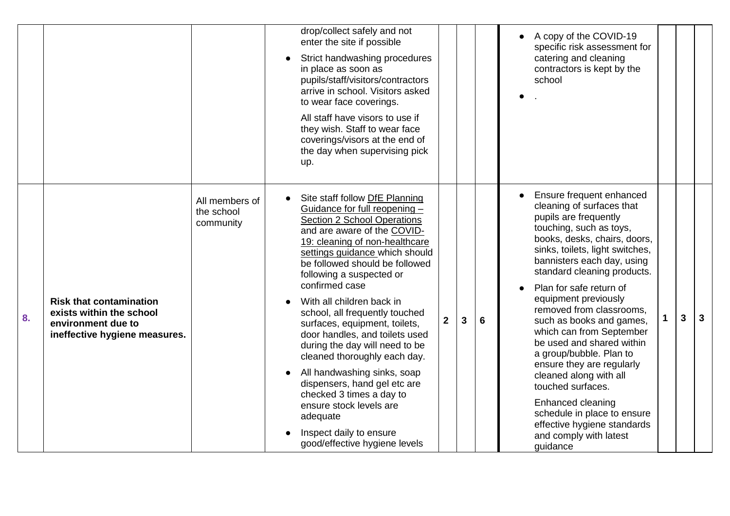| | | | | | | | | | | |
|---|---|---|---|---|---|---|---|---|---|---|
| | | | drop/collect safely and not enter the site if possible<br>• Strict handwashing procedures in place as soon as pupils/staff/visitors/contractors arrive in school. Visitors asked to wear face coverings.<br>All staff have visors to use if they wish. Staff to wear face coverings/visors at the end of the day when supervising pick up. | | | | • A copy of the COVID-19 specific risk assessment for catering and cleaning contractors is kept by the school<br>• . | | | |
| 8. | **Risk that contamination exists within the school environment due to ineffective hygiene measures.** | All members of the school community | • Site staff follow DfE Planning Guidance for full reopening – Section 2 School Operations and are aware of the COVID-19: cleaning of non-healthcare settings guidance which should be followed should be followed following a suspected or confirmed case<br>• With all children back in school, all frequently touched surfaces, equipment, toilets, door handles, and toilets used during the day will need to be cleaned thoroughly each day.<br>• All handwashing sinks, soap dispensers, hand gel etc are checked 3 times a day to ensure stock levels are adequate<br>• Inspect daily to ensure good/effective hygiene levels | 2 | 3 | 6 | • Ensure frequent enhanced cleaning of surfaces that pupils are frequently touching, such as toys, books, desks, chairs, doors, sinks, toilets, light switches, bannisters each day, using standard cleaning products.<br>• Plan for safe return of equipment previously removed from classrooms, such as books and games, which can from September be used and shared within a group/bubble. Plan to ensure they are regularly cleaned along with all touched surfaces.<br>Enhanced cleaning schedule in place to ensure effective hygiene standards and comply with latest guidance | 1 | 3 | 3 |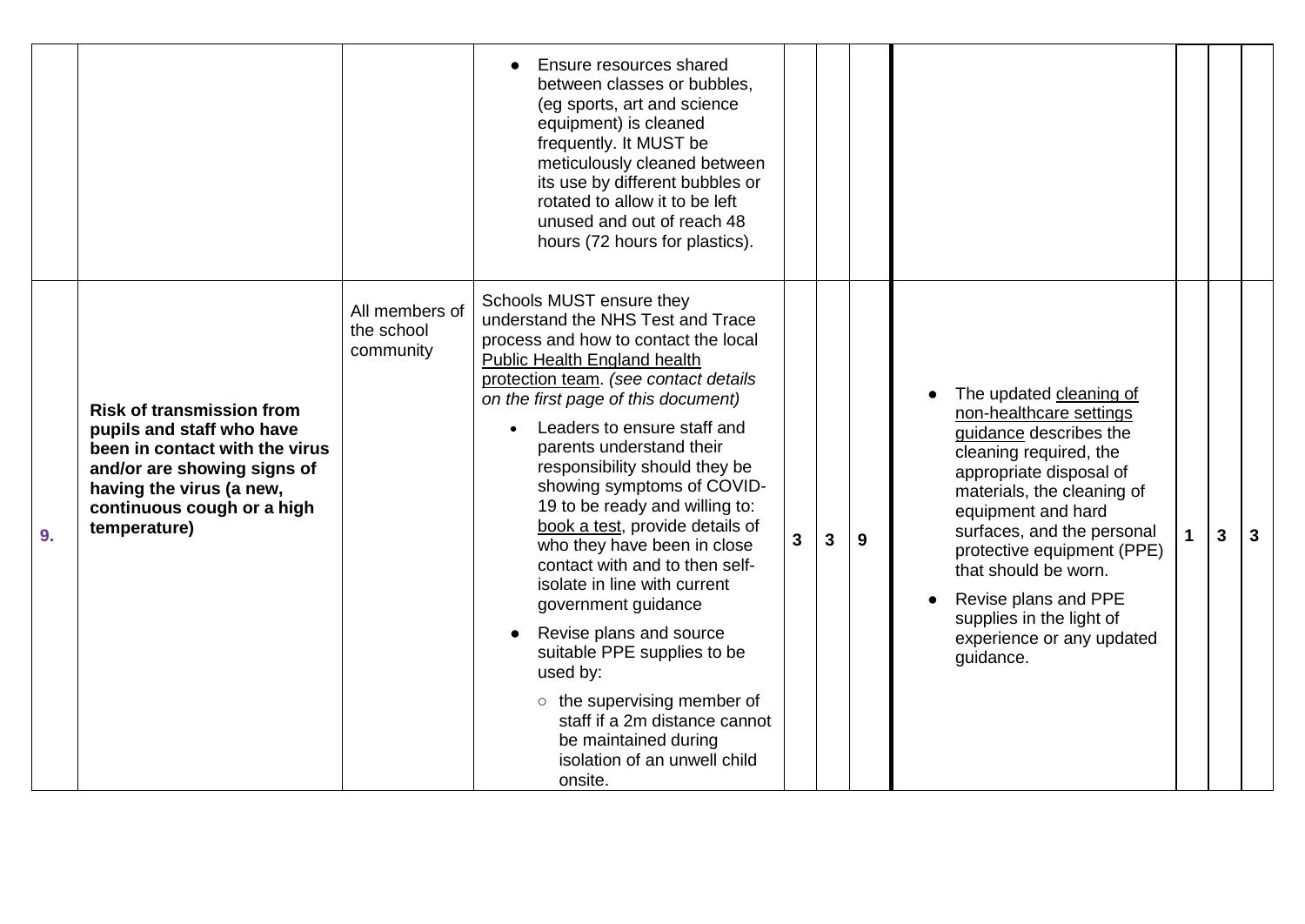| | | | | | | | | | | |
|---|---|---|---|---|---|---|---|---|---|---|
| | | | • Ensure resources shared between classes or bubbles, (eg sports, art and science equipment) is cleaned frequently. It MUST be meticulously cleaned between its use by different bubbles or rotated to allow it to be left unused and out of reach 48 hours (72 hours for plastics). | | | | | | | |
| 9. | **Risk of transmission from pupils and staff who have been in contact with the virus and/or are showing signs of having the virus (a new, continuous cough or a high temperature)** | All members of the school community | Schools MUST ensure they understand the NHS Test and Trace process and how to contact the local Public Health England health protection team. *(see contact details on the first page of this document)*<br>• Leaders to ensure staff and parents understand their responsibility should they be showing symptoms of COVID-19 to be ready and willing to: book a test, provide details of who they have been in close contact with and to then self-isolate in line with current government guidance<br>• Revise plans and source suitable PPE supplies to be used by:<br>○ the supervising member of staff if a 2m distance cannot be maintained during isolation of an unwell child onsite. | 3 | 3 | 9 | • The updated cleaning of non-healthcare settings guidance describes the cleaning required, the appropriate disposal of materials, the cleaning of equipment and hard surfaces, and the personal protective equipment (PPE) that should be worn.<br>• Revise plans and PPE supplies in the light of experience or any updated guidance. | 1 | 3 | 3 |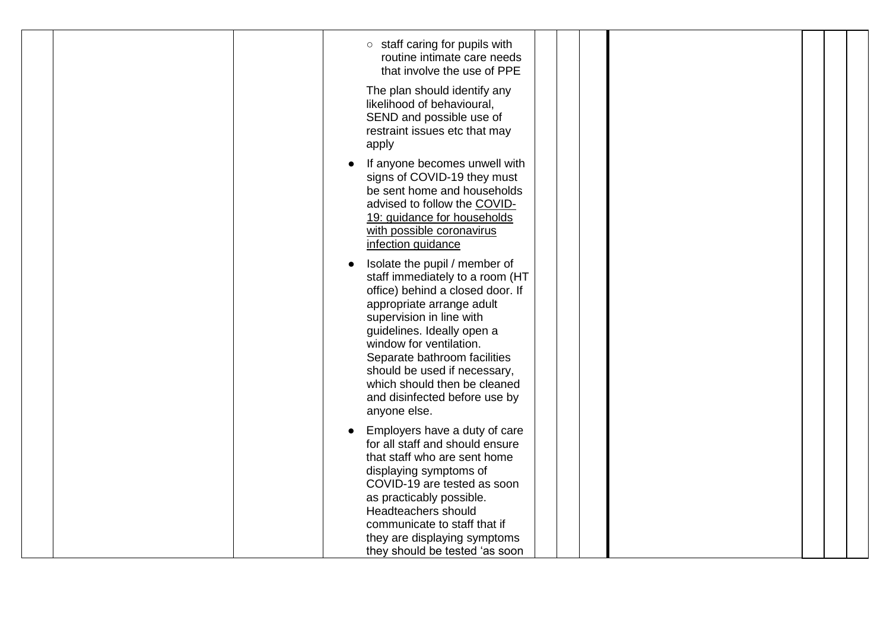| | | | | | | | | | | |
|---|---|---|---|---|---|---|---|---|---|---|
| | | | ○ staff caring for pupils with routine intimate care needs that involve the use of PPE<br><br>The plan should identify any likelihood of behavioural, SEND and possible use of restraint issues etc that may apply<br><br>● If anyone becomes unwell with signs of COVID-19 they must be sent home and households advised to follow the COVID-19: guidance for households with possible coronavirus infection guidance<br><br>● Isolate the pupil / member of staff immediately to a room (HT office) behind a closed door. If appropriate arrange adult supervision in line with guidelines. Ideally open a window for ventilation. Separate bathroom facilities should be used if necessary, which should then be cleaned and disinfected before use by anyone else.<br><br>● Employers have a duty of care for all staff and should ensure that staff who are sent home displaying symptoms of COVID-19 are tested as soon as practicably possible. Headteachers should communicate to staff that if they are displaying symptoms they should be tested 'as soon | | | | | | | |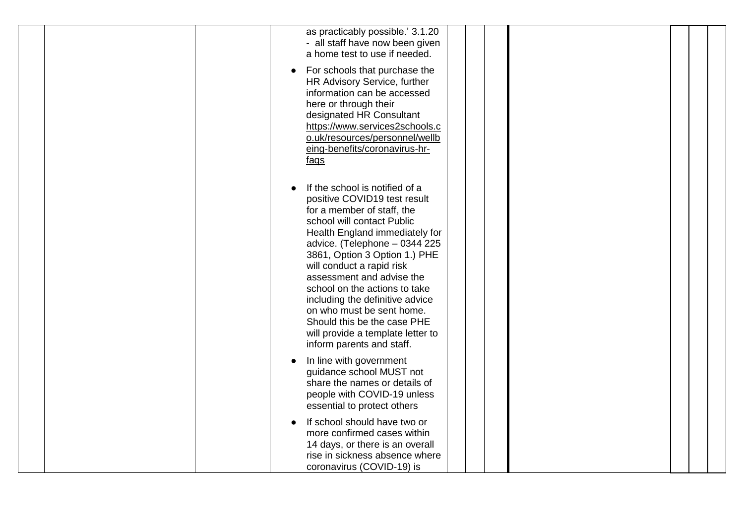| | | | | | | | | | | |
|---|---|---|---|---|---|---|---|---|---|---|
| | | | as practicably possible.' 3.1.20 - all staff have now been given a home test to use if needed.<br><br>● For schools that purchase the HR Advisory Service, further information can be accessed here or through their designated HR Consultant https://www.services2schools.co.uk/resources/personnel/wellbeing-benefits/coronavirus-hr-faqs<br><br>● If the school is notified of a positive COVID19 test result for a member of staff, the school will contact Public Health England immediately for advice. (Telephone – 0344 225 3861, Option 3 Option 1.) PHE will conduct a rapid risk assessment and advise the school on the actions to take including the definitive advice on who must be sent home. Should this be the case PHE will provide a template letter to inform parents and staff.<br><br>● In line with government guidance school MUST not share the names or details of people with COVID-19 unless essential to protect others<br><br>● If school should have two or more confirmed cases within 14 days, or there is an overall rise in sickness absence where coronavirus (COVID-19) is | | | | | | | |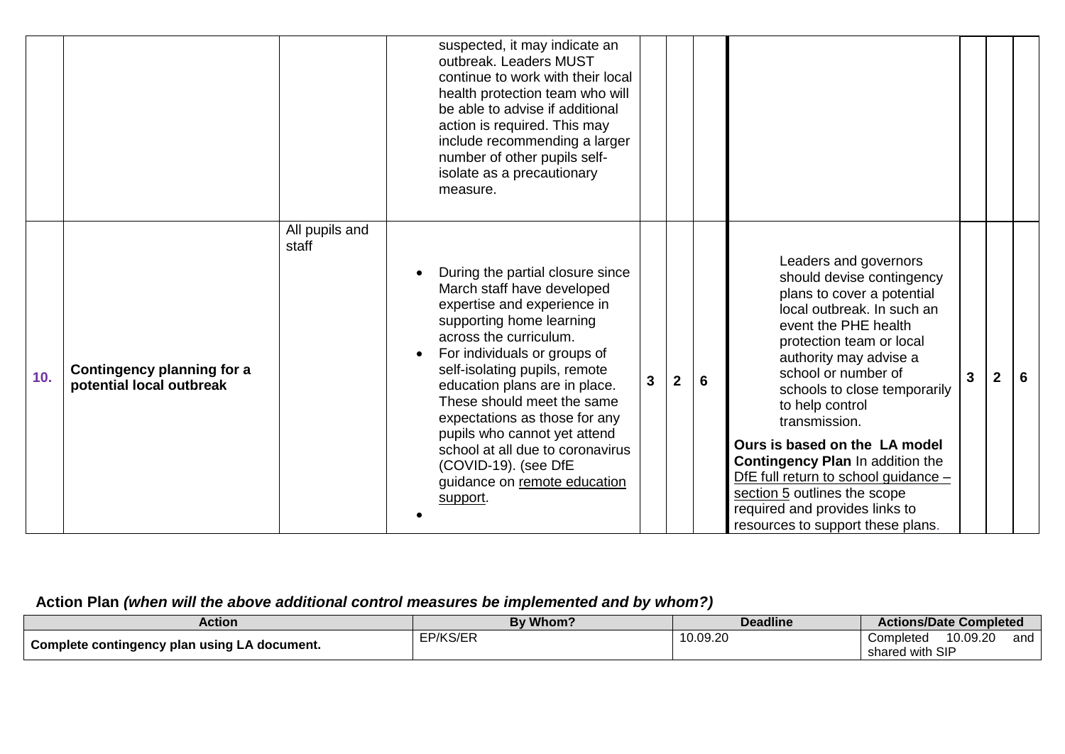| | | | | | | | | | | |
|---|---|---|---|---|---|---|---|---|---|---|
| | | | suspected, it may indicate an outbreak. Leaders MUST continue to work with their local health protection team who will be able to advise if additional action is required. This may include recommending a larger number of other pupils self-isolate as a precautionary measure. | | | | | | | |
| **10.** | **Contingency planning for a potential local outbreak** | All pupils and staff | • During the partial closure since March staff have developed expertise and experience in supporting home learning across the curriculum.<br>• For individuals or groups of self-isolating pupils, remote education plans are in place. These should meet the same expectations as those for any pupils who cannot yet attend school at all due to coronavirus (COVID-19). (see DfE guidance on remote education support.<br>• | **3** | **2** | **6** | Leaders and governors should devise contingency plans to cover a potential local outbreak. In such an event the PHE health protection team or local authority may advise a school or number of schools to close temporarily to help control transmission.<br>**Ours is based on the LA model Contingency Plan** In addition the DfE full return to school guidance – section 5 outlines the scope required and provides links to resources to support these plans. | **3** | **2** | **6** |

## Action Plan *(when will the above additional control measures be implemented and by whom?)*

| Action | By Whom? | Deadline | Actions/Date Completed |
|---|---|---|---|
| **Complete contingency plan using LA document.** | EP/KS/ER | 10.09.20 | Completed 10.09.20 and shared with SIP |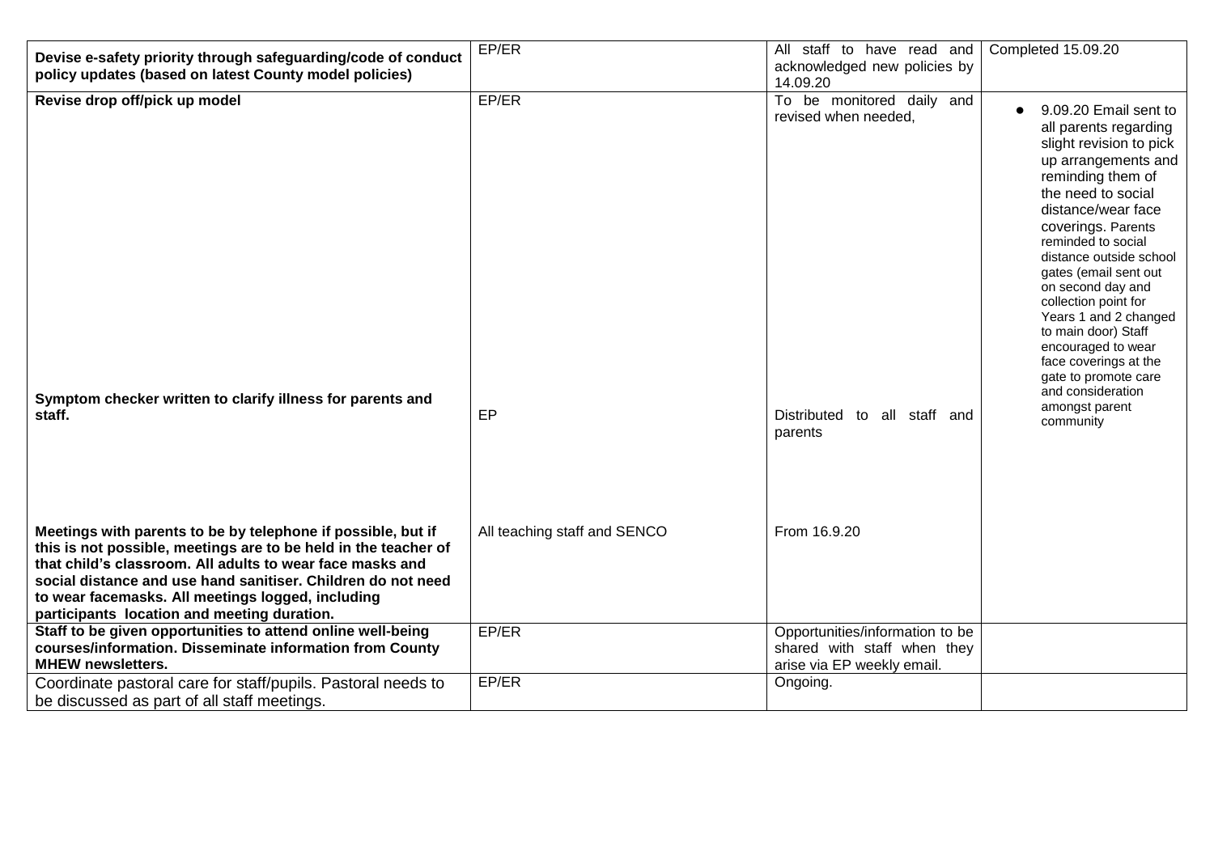| | | | |
|---|---|---|---|
| **Devise e-safety priority through safeguarding/code of conduct policy updates (based on latest County model policies)** | EP/ER | All staff to have read and acknowledged new policies by 14.09.20 | Completed 15.09.20 |
| **Revise drop off/pick up model**<br><br>**Symptom checker written to clarify illness for parents and staff.**<br><br>**Meetings with parents to be by telephone if possible, but if this is not possible, meetings are to be held in the teacher of that child's classroom. All adults to wear face masks and social distance and use hand sanitiser. Children do not need to wear facemasks. All meetings logged, including participants location and meeting duration.** | EP/ER<br><br>EP<br><br>All teaching staff and SENCO | To be monitored daily and revised when needed,<br><br>Distributed to all staff and parents<br><br>From 16.9.20 | • 9.09.20 Email sent to all parents regarding slight revision to pick up arrangements and reminding them of the need to social distance/wear face coverings. Parents reminded to social distance outside school gates (email sent out on second day and collection point for Years 1 and 2 changed to main door) Staff encouraged to wear face coverings at the gate to promote care and consideration amongst parent community |
| **Staff to be given opportunities to attend online well-being courses/information. Disseminate information from County MHEW newsletters.** | EP/ER | Opportunities/information to be shared with staff when they arise via EP weekly email. | |
| Coordinate pastoral care for staff/pupils. Pastoral needs to be discussed as part of all staff meetings. | EP/ER | Ongoing. | |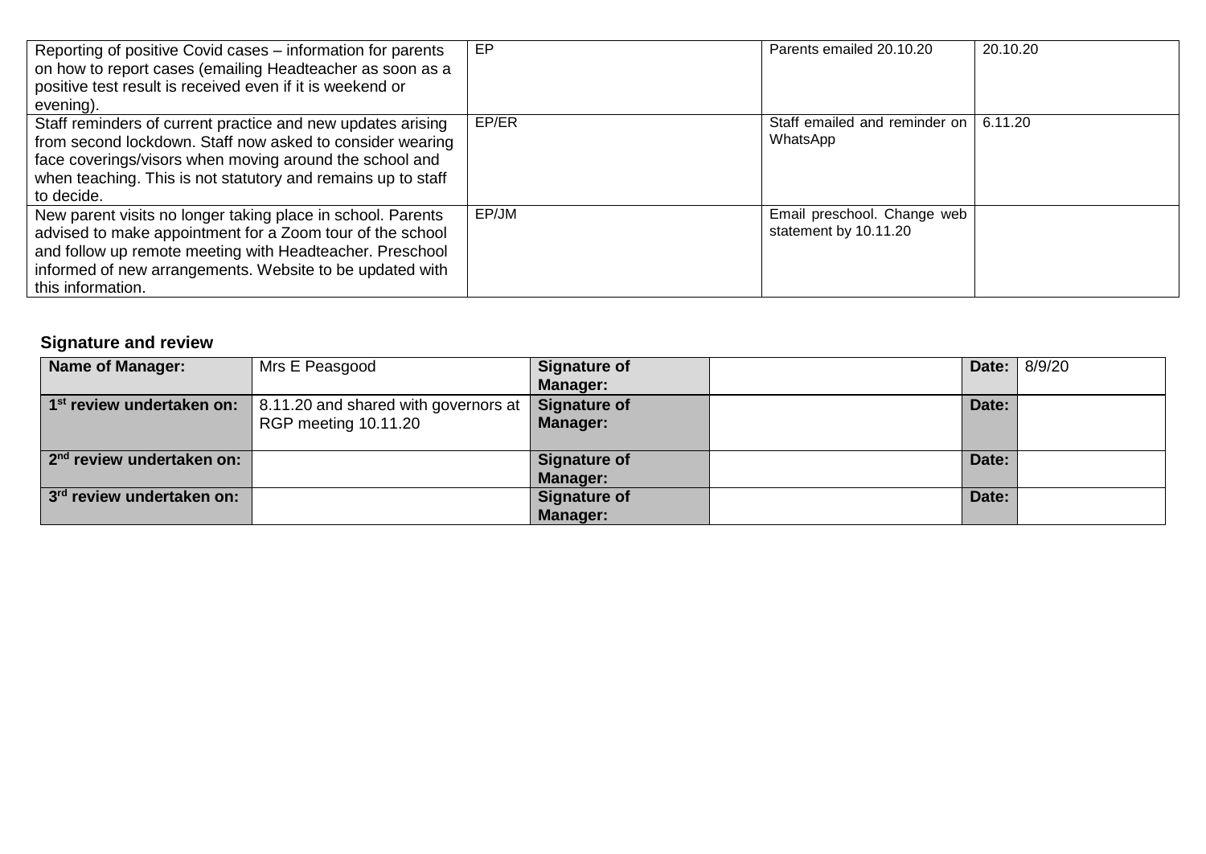| | | | |
|---|---|---|---|
| Reporting of positive Covid cases – information for parents on how to report cases (emailing Headteacher as soon as a positive test result is received even if it is weekend or evening). | EP | Parents emailed 20.10.20 | 20.10.20 |
| Staff reminders of current practice and new updates arising from second lockdown. Staff now asked to consider wearing face coverings/visors when moving around the school and when teaching. This is not statutory and remains up to staff to decide. | EP/ER | Staff emailed and reminder on WhatsApp | 6.11.20 |
| New parent visits no longer taking place in school. Parents advised to make appointment for a Zoom tour of the school and follow up remote meeting with Headteacher. Preschool informed of new arrangements. Website to be updated with this information. | EP/JM | Email preschool. Change web statement by 10.11.20 | |

### Signature and review

| | | | | | |
|---|---|---|---|---|---|
| **Name of Manager:** | Mrs E Peasgood | **Signature of Manager:** | | **Date:** | 8/9/20 |
| **1st review undertaken on:** | 8.11.20 and shared with governors at RGP meeting 10.11.20 | **Signature of Manager:** | | **Date:** | |
| **2nd review undertaken on:** | | **Signature of Manager:** | | **Date:** | |
| **3rd review undertaken on:** | | **Signature of Manager:** | | **Date:** | |